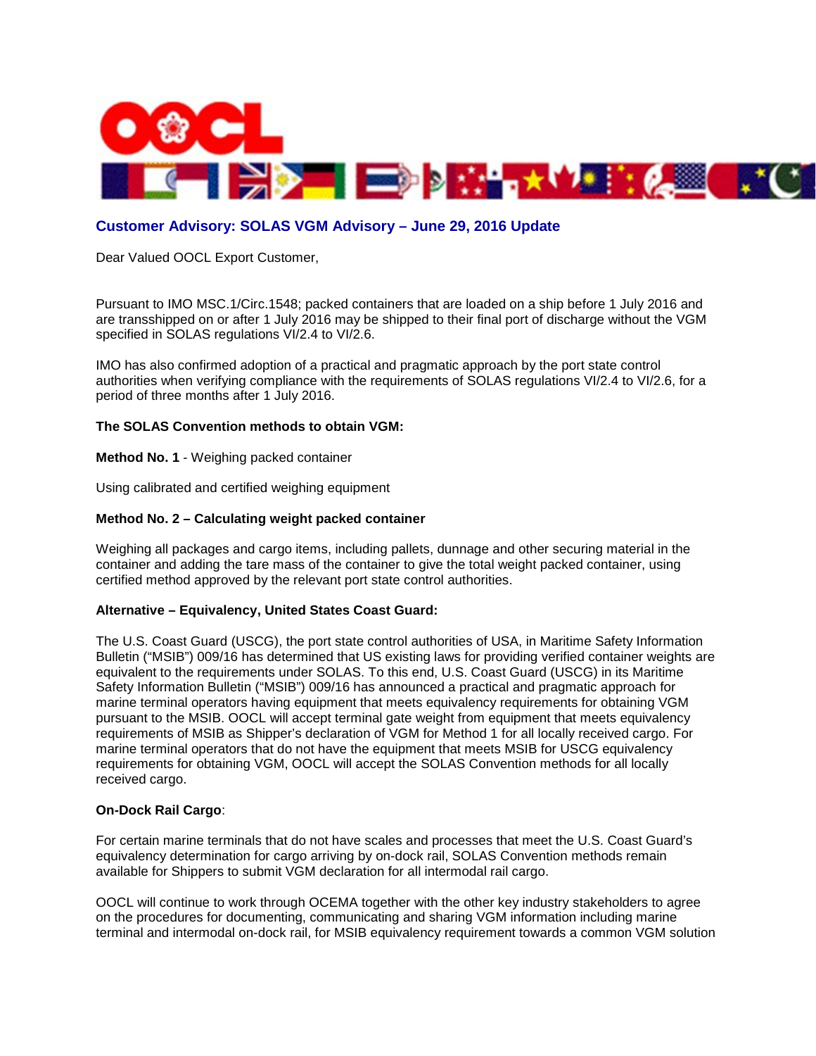## Customer Advisory: SOLAS VGM Advisory – June 29, 2016 Update

Dear Valued OOCL Export Customer,

Pursuant to IMO MSC.1/Circ.1548; packed containers that are loaded on a ship before 1 July 2016 and are transshipped on or after 1 July 2016 may be shipped to their final port of discharge without the VGM specified in SOLAS regulations VI/2.4 to VI/2.6.

IMO has also confirmed adoption of a practical and pragmatic approach by the port state control authorities when verifying compliance with the requirements of SOLAS regulations VI/2.4 to VI/2.6, for a period of three months after 1 July 2016.

**The SOLAS Convention methods to obtain VGM:**

**Method No. 1** - Weighing packed container

Using calibrated and certified weighing equipment

**Method No. 2 – Calculating weight packed container**

Weighing all packages and cargo items, including pallets, dunnage and other securing material in the container and adding the tare mass of the container to give the total weight packed container, using certified method approved by the relevant port state control authorities.

**Alternative – Equivalency, United States Coast Guard:**

The U.S. Coast Guard (USCG), the port state control authorities of USA, in Maritime Safety Information Bulletin ("MSIB") 009/16 has determined that US existing laws for providing verified container weights are equivalent to the requirements under SOLAS. To this end, U.S. Coast Guard (USCG) in its Maritime Safety Information Bulletin ("MSIB") 009/16 has announced a practical and pragmatic approach for marine terminal operators having equipment that meets equivalency requirements for obtaining VGM pursuant to the MSIB. OOCL will accept terminal gate weight from equipment that meets equivalency requirements of MSIB as Shipper's declaration of VGM for Method 1 for all locally received cargo. For marine terminal operators that do not have the equipment that meets MSIB for USCG equivalency requirements for obtaining VGM, OOCL will accept the SOLAS Convention methods for all locally received cargo.

**On-Dock Rail Cargo**:

For certain marine terminals that do not have scales and processes that meet the U.S. Coast Guard's equivalency determination for cargo arriving by on-dock rail, SOLAS Convention methods remain available for Shippers to submit VGM declaration for all intermodal rail cargo.

OOCL will continue to work through OCEMA together with the other key industry stakeholders to agree on the procedures for documenting, communicating and sharing VGM information including marine terminal and intermodal on-dock rail, for MSIB equivalency requirement towards a common VGM solution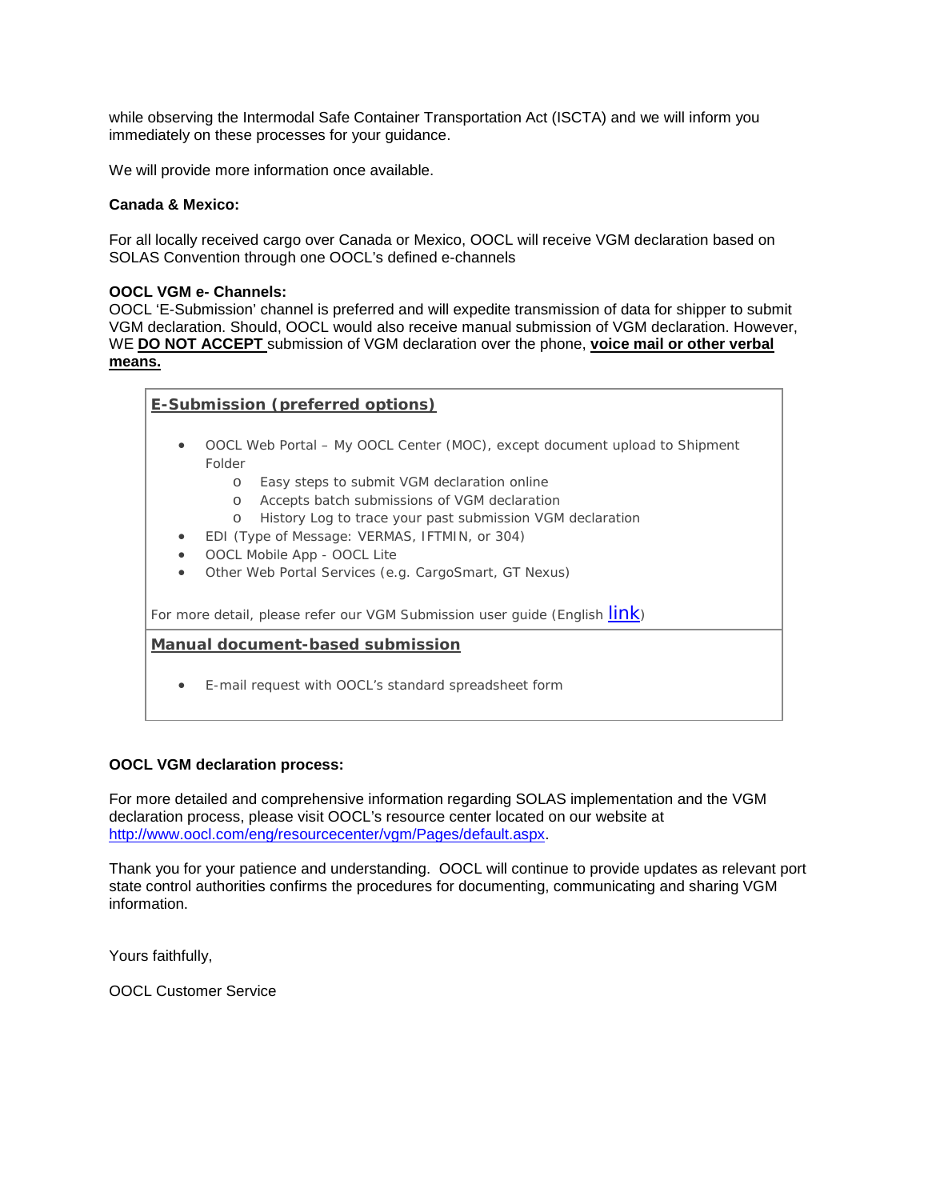while observing the Intermodal Safe Container Transportation Act (ISCTA) and we will inform you immediately on these processes for your guidance.

We will provide more information once available.

**Canada & Mexico:**

For all locally received cargo over Canada or Mexico, OOCL will receive VGM declaration based on SOLAS Convention through one OOCL's defined e-channels

**OOCL VGM e- Channels:**
OOCL 'E-Submission' channel is preferred and will expedite transmission of data for shipper to submit VGM declaration. Should, OOCL would also receive manual submission of VGM declaration. However, WE **DO NOT ACCEPT** submission of VGM declaration over the phone, **voice mail or other verbal means.**

**E-Submission (preferred options)**

- OOCL Web Portal – My OOCL Center (MOC), except document upload to Shipment Folder
  - Easy steps to submit VGM declaration online
  - Accepts batch submissions of VGM declaration
  - History Log to trace your past submission VGM declaration
- EDI (Type of Message: VERMAS, IFTMIN, or 304)
- OOCL Mobile App - OOCL Lite
- Other Web Portal Services (e.g. CargoSmart, GT Nexus)

For more detail, please refer our VGM Submission user guide (English link)

**Manual document-based submission**

- E-mail request with OOCL's standard spreadsheet form

**OOCL VGM declaration process:**

For more detailed and comprehensive information regarding SOLAS implementation and the VGM declaration process, please visit OOCL's resource center located on our website at http://www.oocl.com/eng/resourcecenter/vgm/Pages/default.aspx.

Thank you for your patience and understanding. OOCL will continue to provide updates as relevant port state control authorities confirms the procedures for documenting, communicating and sharing VGM information.

Yours faithfully,

OOCL Customer Service